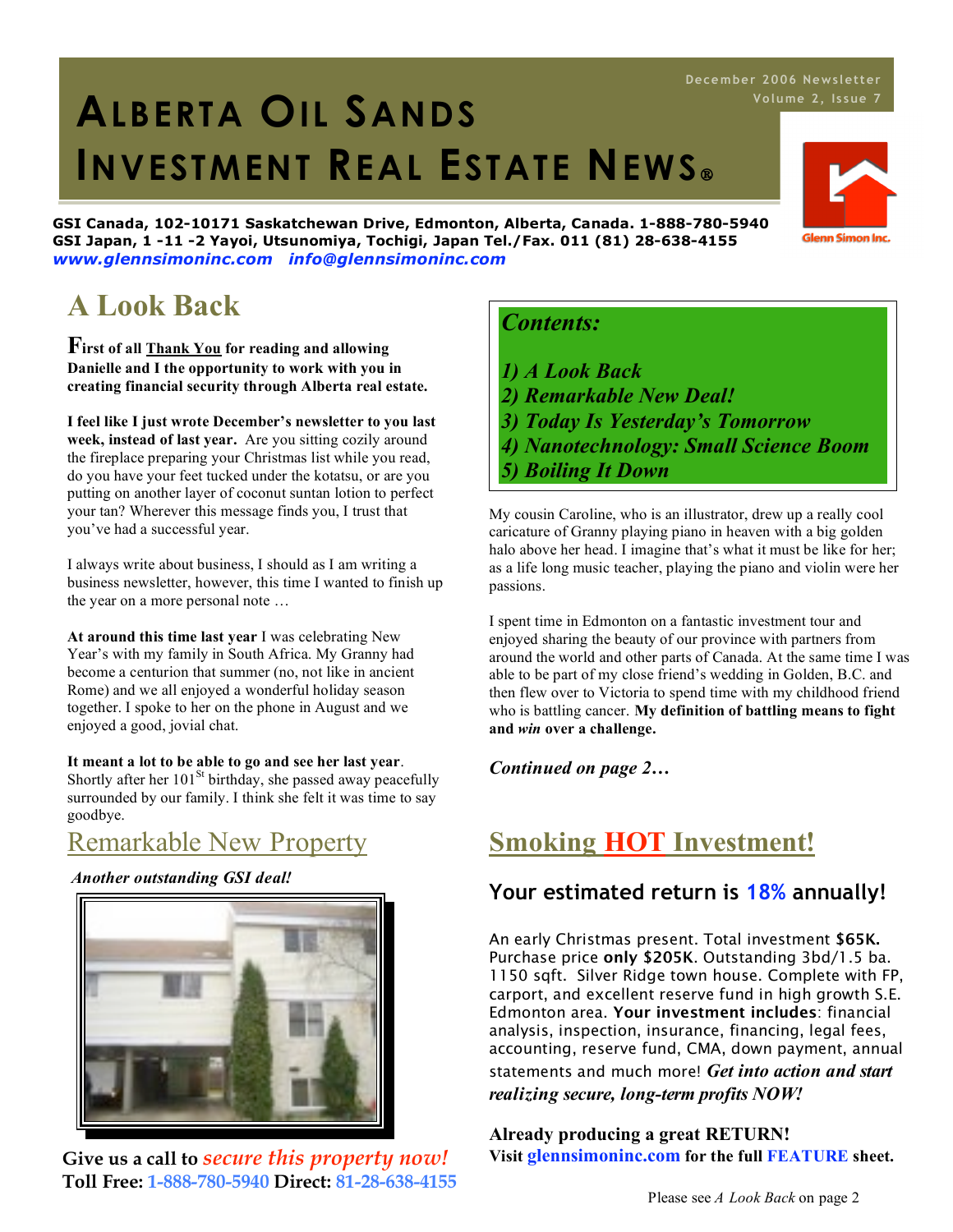December 2006 Newsletter
Volume 2, Issue 7

# ALBERTA OIL SANDS INVESTMENT REAL ESTATE NEWS®

**GSI Canada, 102-10171 Saskatchewan Drive, Edmonton, Alberta, Canada. 1-888-780-5940**
**GSI Japan, 1 -11 -2 Yayoi, Utsunomiya, Tochigi, Japan Tel./Fax. 011 (81) 28-638-4155**
***www.glennsimoninc.com info@glennsimoninc.com***

Glenn Simon Inc.

## A Look Back

**First of all Thank You for reading and allowing Danielle and I the opportunity to work with you in creating financial security through Alberta real estate.**

**I feel like I just wrote December's newsletter to you last week, instead of last year.** Are you sitting cozily around the fireplace preparing your Christmas list while you read, do you have your feet tucked under the kotatsu, or are you putting on another layer of coconut suntan lotion to perfect your tan? Wherever this message finds you, I trust that you've had a successful year.

I always write about business, I should as I am writing a business newsletter, however, this time I wanted to finish up the year on a more personal note …

**At around this time last year** I was celebrating New Year's with my family in South Africa. My Granny had become a centurion that summer (no, not like in ancient Rome) and we all enjoyed a wonderful holiday season together. I spoke to her on the phone in August and we enjoyed a good, jovial chat.

**It meant a lot to be able to go and see her last year**. Shortly after her 101st birthday, she passed away peacefully surrounded by our family. I think she felt it was time to say goodbye.

My cousin Caroline, who is an illustrator, drew up a really cool caricature of Granny playing piano in heaven with a big golden halo above her head. I imagine that's what it must be like for her; as a life long music teacher, playing the piano and violin were her passions.

I spent time in Edmonton on a fantastic investment tour and enjoyed sharing the beauty of our province with partners from around the world and other parts of Canada. At the same time I was able to be part of my close friend's wedding in Golden, B.C. and then flew over to Victoria to spend time with my childhood friend who is battling cancer. **My definition of battling means to fight and *win* over a challenge.**

***Continued on page 2…***

***Contents:***

***1) A Look Back***
***2) Remarkable New Deal!***
***3) Today Is Yesterday's Tomorrow***
***4) Nanotechnology: Small Science Boom***
***5) Boiling It Down***

## Remarkable New Property

***Another outstanding GSI deal!***

**Give us a call to *secure this property now!***
**Toll Free: 1-888-780-5940 Direct: 81-28-638-4155**

## Smoking HOT Investment!

### Your estimated return is 18% annually!

An early Christmas present. Total investment **$65K.** Purchase price **only $205K**. Outstanding 3bd/1.5 ba. 1150 sqft. Silver Ridge town house. Complete with FP, carport, and excellent reserve fund in high growth S.E. Edmonton area. **Your investment includes**: financial analysis, inspection, insurance, financing, legal fees, accounting, reserve fund, CMA, down payment, annual statements and much more! ***Get into action and start realizing secure, long-term profits NOW!***

**Already producing a great RETURN!**
**Visit glennsimoninc.com for the full FEATURE sheet.**

Please see *A Look Back* on page 2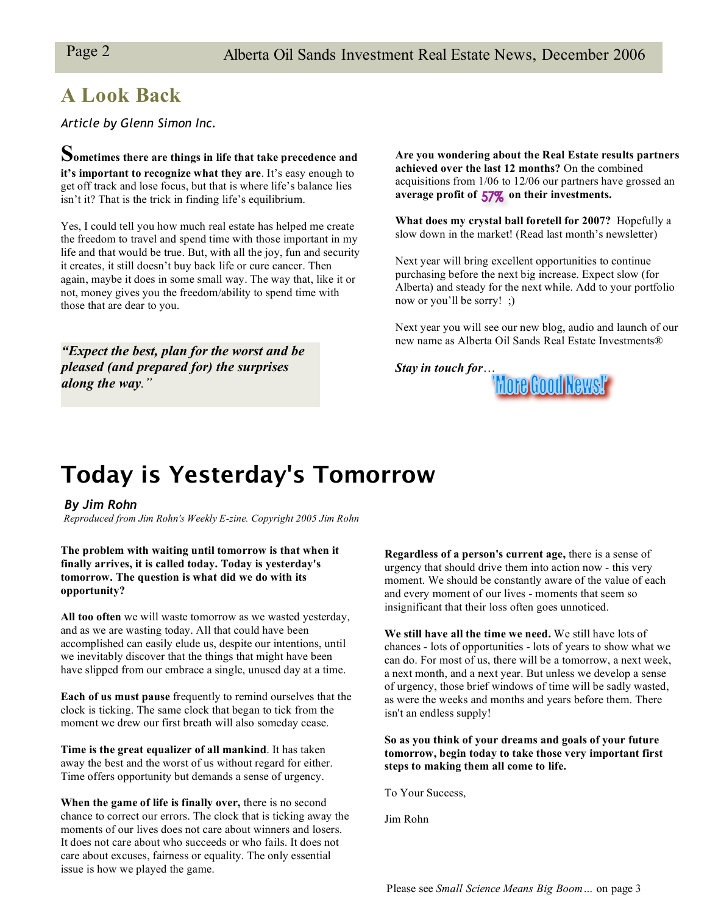## A Look Back

*Article by Glenn Simon Inc.*

**Sometimes there are things in life that take precedence and it's important to recognize what they are**. It's easy enough to get off track and lose focus, but that is where life's balance lies isn't it? That is the trick in finding life's equilibrium.

Yes, I could tell you how much real estate has helped me create the freedom to travel and spend time with those important in my life and that would be true. But, with all the joy, fun and security it creates, it still doesn't buy back life or cure cancer. Then again, maybe it does in some small way. The way that, like it or not, money gives you the freedom/ability to spend time with those that are dear to you.

> ***"Expect the best, plan for the worst and be pleased (and prepared for) the surprises along the way."***

**Are you wondering about the Real Estate results partners achieved over the last 12 months?** On the combined acquisitions from 1/06 to 12/06 our partners have grossed an **average profit of 57% on their investments.**

**What does my crystal ball foretell for 2007?** Hopefully a slow down in the market! (Read last month's newsletter)

Next year will bring excellent opportunities to continue purchasing before the next big increase. Expect slow (for Alberta) and steady for the next while. Add to your portfolio now or you'll be sorry! ;)

Next year you will see our new blog, audio and launch of our new name as Alberta Oil Sands Real Estate Investments®

***Stay in touch for***… 'More Good News!'

## Today is Yesterday's Tomorrow

***By Jim Rohn***

*Reproduced from Jim Rohn's Weekly E-zine. Copyright 2005 Jim Rohn*

**The problem with waiting until tomorrow is that when it finally arrives, it is called today. Today is yesterday's tomorrow. The question is what did we do with its opportunity?**

**All too often** we will waste tomorrow as we wasted yesterday, and as we are wasting today. All that could have been accomplished can easily elude us, despite our intentions, until we inevitably discover that the things that might have been have slipped from our embrace a single, unused day at a time.

**Each of us must pause** frequently to remind ourselves that the clock is ticking. The same clock that began to tick from the moment we drew our first breath will also someday cease.

**Time is the great equalizer of all mankind**. It has taken away the best and the worst of us without regard for either. Time offers opportunity but demands a sense of urgency.

**When the game of life is finally over,** there is no second chance to correct our errors. The clock that is ticking away the moments of our lives does not care about winners and losers. It does not care about who succeeds or who fails. It does not care about excuses, fairness or equality. The only essential issue is how we played the game.

**Regardless of a person's current age,** there is a sense of urgency that should drive them into action now - this very moment. We should be constantly aware of the value of each and every moment of our lives - moments that seem so insignificant that their loss often goes unnoticed.

**We still have all the time we need.** We still have lots of chances - lots of opportunities - lots of years to show what we can do. For most of us, there will be a tomorrow, a next week, a next month, and a next year. But unless we develop a sense of urgency, those brief windows of time will be sadly wasted, as were the weeks and months and years before them. There isn't an endless supply!

**So as you think of your dreams and goals of your future tomorrow, begin today to take those very important first steps to making them all come to life.**

To Your Success,

Jim Rohn

Please see *Small Science Means Big Boom…* on page 3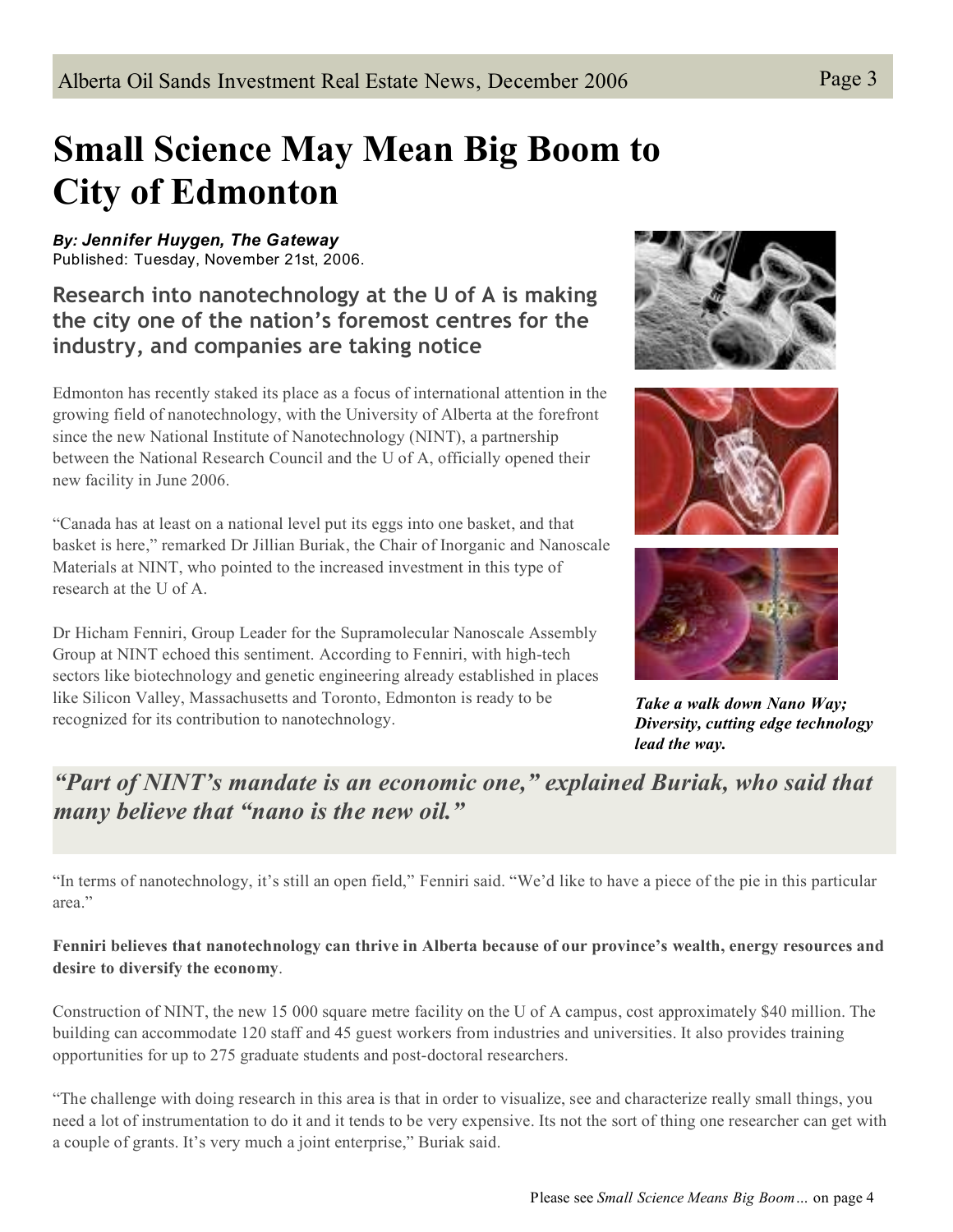# Small Science May Mean Big Boom to City of Edmonton

***By: Jennifer Huygen, The Gateway***
Published: Tuesday, November 21st, 2006.

### Research into nanotechnology at the U of A is making the city one of the nation's foremost centres for the industry, and companies are taking notice

Edmonton has recently staked its place as a focus of international attention in the growing field of nanotechnology, with the University of Alberta at the forefront since the new National Institute of Nanotechnology (NINT), a partnership between the National Research Council and the U of A, officially opened their new facility in June 2006.

"Canada has at least on a national level put its eggs into one basket, and that basket is here," remarked Dr Jillian Buriak, the Chair of Inorganic and Nanoscale Materials at NINT, who pointed to the increased investment in this type of research at the U of A.

Dr Hicham Fenniri, Group Leader for the Supramolecular Nanoscale Assembly Group at NINT echoed this sentiment. According to Fenniri, with high-tech sectors like biotechnology and genetic engineering already established in places like Silicon Valley, Massachusetts and Toronto, Edmonton is ready to be recognized for its contribution to nanotechnology.

***Take a walk down Nano Way; Diversity, cutting edge technology lead the way.***

> *"Part of NINT's mandate is an economic one," explained Buriak, who said that many believe that "nano is the new oil."*

"In terms of nanotechnology, it's still an open field," Fenniri said. "We'd like to have a piece of the pie in this particular area."

**Fenniri believes that nanotechnology can thrive in Alberta because of our province's wealth, energy resources and desire to diversify the economy**.

Construction of NINT, the new 15 000 square metre facility on the U of A campus, cost approximately $40 million. The building can accommodate 120 staff and 45 guest workers from industries and universities. It also provides training opportunities for up to 275 graduate students and post-doctoral researchers.

"The challenge with doing research in this area is that in order to visualize, see and characterize really small things, you need a lot of instrumentation to do it and it tends to be very expensive. Its not the sort of thing one researcher can get with a couple of grants. It's very much a joint enterprise," Buriak said.

Please see *Small Science Means Big Boom…* on page 4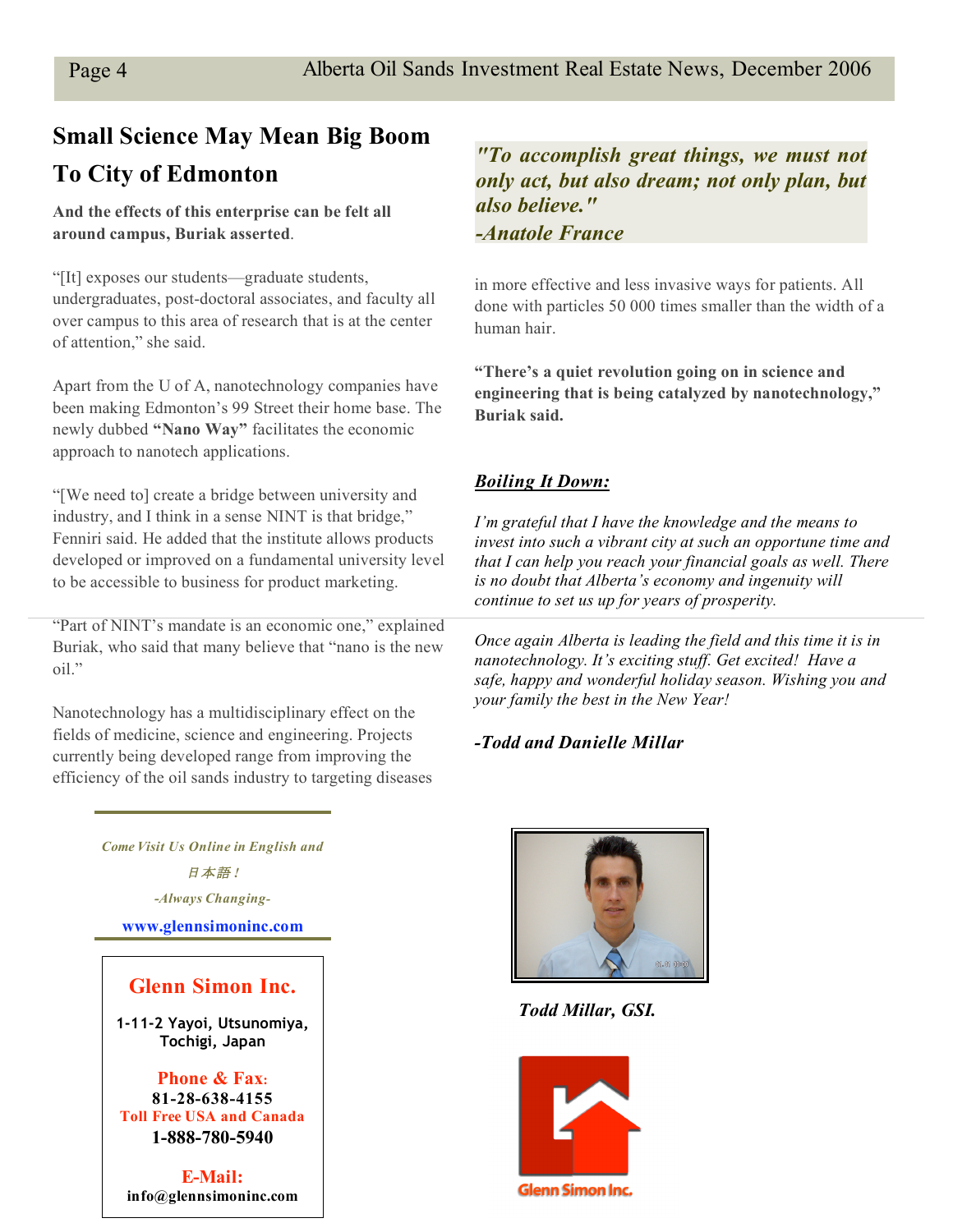## Small Science May Mean Big Boom To City of Edmonton

**And the effects of this enterprise can be felt all around campus, Buriak asserted**.

"[It] exposes our students—graduate students, undergraduates, post-doctoral associates, and faculty all over campus to this area of research that is at the center of attention," she said.

Apart from the U of A, nanotechnology companies have been making Edmonton's 99 Street their home base. The newly dubbed **"Nano Way"** facilitates the economic approach to nanotech applications.

"[We need to] create a bridge between university and industry, and I think in a sense NINT is that bridge," Fenniri said. He added that the institute allows products developed or improved on a fundamental university level to be accessible to business for product marketing.

"Part of NINT's mandate is an economic one," explained Buriak, who said that many believe that "nano is the new oil."

Nanotechnology has a multidisciplinary effect on the fields of medicine, science and engineering. Projects currently being developed range from improving the efficiency of the oil sands industry to targeting diseases in more effective and less invasive ways for patients. All done with particles 50 000 times smaller than the width of a human hair.

**"There's a quiet revolution going on in science and engineering that is being catalyzed by nanotechnology," Buriak said.**

***"To accomplish great things, we must not only act, but also dream; not only plan, but also believe."***
***-Anatole France***

### ***Boiling It Down:***

*I'm grateful that I have the knowledge and the means to invest into such a vibrant city at such an opportune time and that I can help you reach your financial goals as well. There is no doubt that Alberta's economy and ingenuity will continue to set us up for years of prosperity.*

*Once again Alberta is leading the field and this time it is in nanotechnology. It's exciting stuff. Get excited! Have a safe, happy and wonderful holiday season. Wishing you and your family the best in the New Year!*

***-Todd and Danielle Millar***

***Todd Millar, GSI.***

*Come Visit Us Online in English and 日本語!*

*-Always Changing-*

**www.glennsimoninc.com**

**Glenn Simon Inc.**

**1-11-2 Yayoi, Utsunomiya, Tochigi, Japan**

**Phone & Fax:**
**81-28-638-4155**
**Toll Free USA and Canada**
**1-888-780-5940**

**E-Mail:**
**info@glennsimoninc.com**

Glenn Simon Inc.